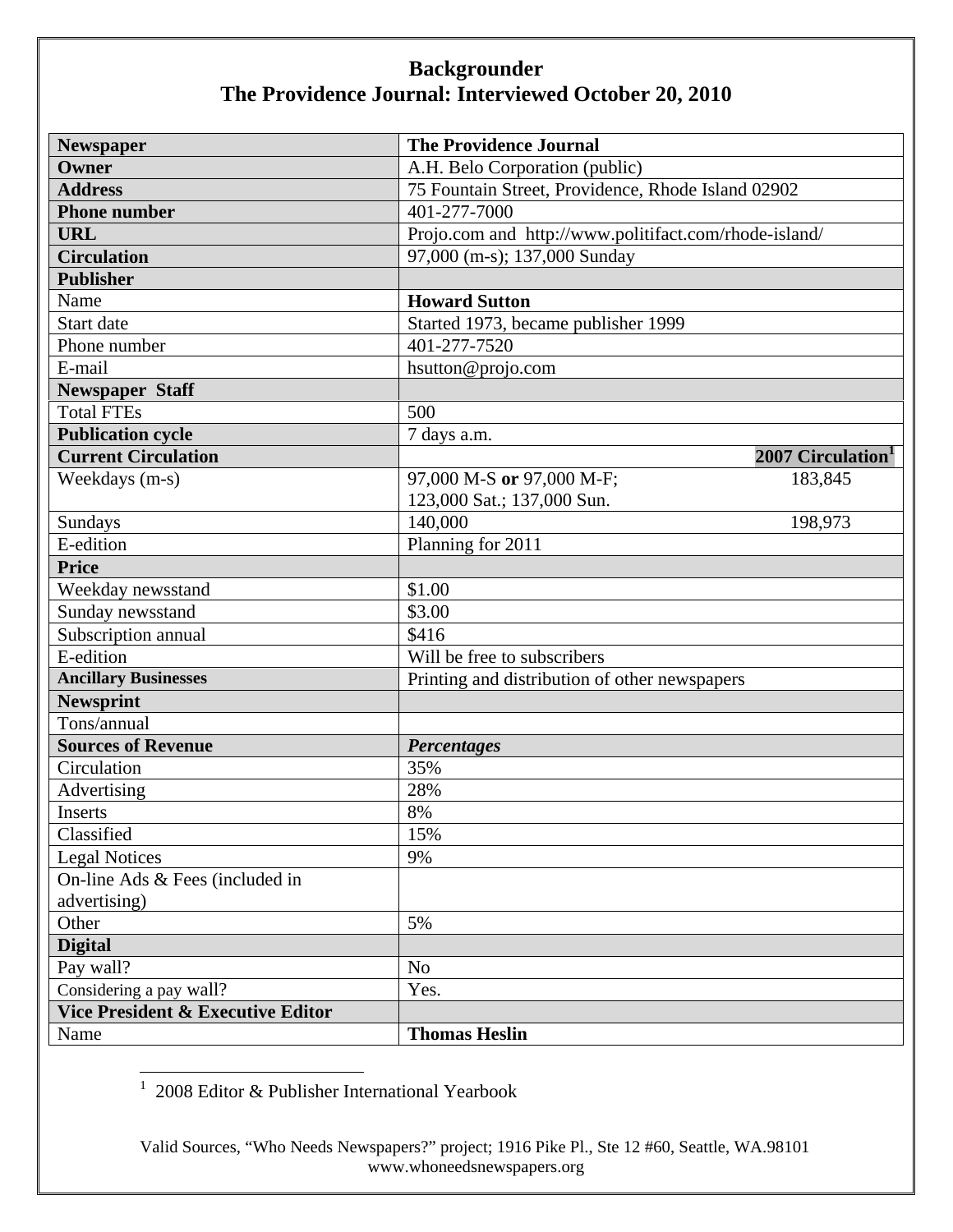# Backgrounder
## The Providence Journal: Interviewed October 20, 2010

| Newspaper | The Providence Journal | |
|---|---|---|
| **Owner** | A.H. Belo Corporation (public) | |
| **Address** | 75 Fountain Street, Providence, Rhode Island 02902 | |
| **Phone number** | 401-277-7000 | |
| **URL** | Projo.com and http://www.politifact.com/rhode-island/ | |
| **Circulation** | 97,000 (m-s); 137,000 Sunday | |
| **Publisher** | | |
| Name | **Howard Sutton** | |
| Start date | Started 1973, became publisher 1999 | |
| Phone number | 401-277-7520 | |
| E-mail | hsutton@projo.com | |
| **Newspaper Staff** | | |
| Total FTEs | 500 | |
| **Publication cycle** | 7 days a.m. | |
| **Current Circulation** | | **2007 Circulation**[1] |
| Weekdays (m-s) | 97,000 M-S **or** 97,000 M-F; 123,000 Sat.; 137,000 Sun. | 183,845 |
| Sundays | 140,000 | 198,973 |
| E-edition | Planning for 2011 | |
| **Price** | | |
| Weekday newsstand | $1.00 | |
| Sunday newsstand | $3.00 | |
| Subscription annual | $416 | |
| E-edition | Will be free to subscribers | |
| **Ancillary Businesses** | Printing and distribution of other newspapers | |
| **Newsprint** | | |
| Tons/annual | | |
| **Sources of Revenue** | ***Percentages*** | |
| Circulation | 35% | |
| Advertising | 28% | |
| Inserts | 8% | |
| Classified | 15% | |
| Legal Notices | 9% | |
| On-line Ads & Fees (included in advertising) | | |
| Other | 5% | |
| **Digital** | | |
| Pay wall? | No | |
| Considering a pay wall? | Yes. | |
| **Vice President & Executive Editor** | | |
| Name | **Thomas Heslin** | |

[1] 2008 Editor & Publisher International Yearbook

Valid Sources, "Who Needs Newspapers?" project; 1916 Pike Pl., Ste 12 #60, Seattle, WA.98101
www.whoneedsnewspapers.org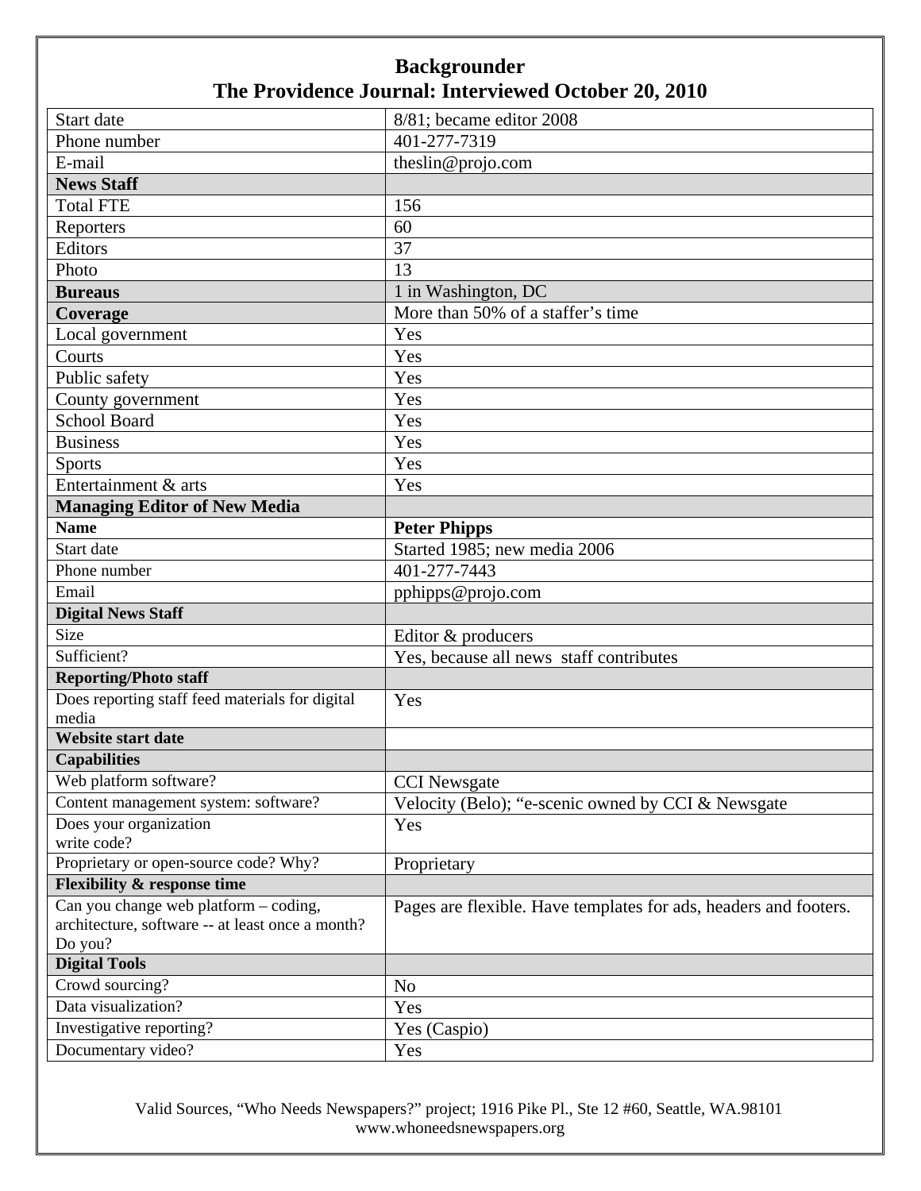# Backgrounder
## The Providence Journal: Interviewed October 20, 2010

| | |
|---|---|
| Start date | 8/81; became editor 2008 |
| Phone number | 401-277-7319 |
| E-mail | theslin@projo.com |
| **News Staff** | |
| Total FTE | 156 |
| Reporters | 60 |
| Editors | 37 |
| Photo | 13 |
| **Bureaus** | 1 in Washington, DC |
| **Coverage** | More than 50% of a staffer's time |
| Local government | Yes |
| Courts | Yes |
| Public safety | Yes |
| County government | Yes |
| School Board | Yes |
| Business | Yes |
| Sports | Yes |
| Entertainment & arts | Yes |
| **Managing Editor of New Media** | |
| **Name** | **Peter Phipps** |
| Start date | Started 1985; new media 2006 |
| Phone number | 401-277-7443 |
| Email | pphipps@projo.com |
| **Digital News Staff** | |
| Size | Editor & producers |
| Sufficient? | Yes, because all news staff contributes |
| **Reporting/Photo staff** | |
| Does reporting staff feed materials for digital media | Yes |
| **Website start date** | |
| **Capabilities** | |
| Web platform software? | CCI Newsgate |
| Content management system: software? | Velocity (Belo); "e-scenic owned by CCI & Newsgate |
| Does your organization write code? | Yes |
| Proprietary or open-source code? Why? | Proprietary |
| **Flexibility & response time** | |
| Can you change web platform – coding, architecture, software -- at least once a month? Do you? | Pages are flexible. Have templates for ads, headers and footers. |
| **Digital Tools** | |
| Crowd sourcing? | No |
| Data visualization? | Yes |
| Investigative reporting? | Yes (Caspio) |
| Documentary video? | Yes |

Valid Sources, "Who Needs Newspapers?" project; 1916 Pike Pl., Ste 12 #60, Seattle, WA.98101
www.whoneedsnewspapers.org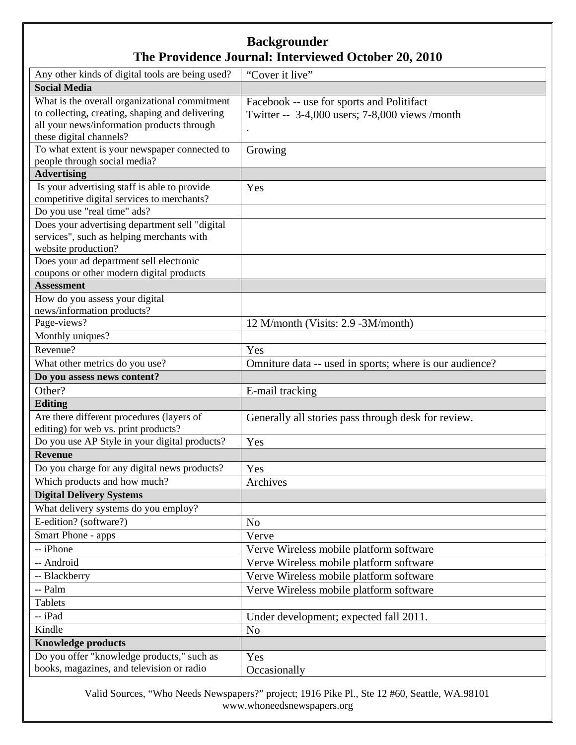# Backgrounder
## The Providence Journal: Interviewed October 20, 2010

| | |
|---|---|
| Any other kinds of digital tools are being used? | "Cover it live" |
| **Social Media** | |
| What is the overall organizational commitment to collecting, creating, shaping and delivering all your news/information products through these digital channels? | Facebook -- use for sports and Politifact<br>Twitter -- 3-4,000 users; 7-8,000 views /month<br>. |
| To what extent is your newspaper connected to people through social media? | Growing |
| **Advertising** | |
| Is your advertising staff is able to provide competitive digital services to merchants? | Yes |
| Do you use "real time" ads? | |
| Does your advertising department sell "digital services", such as helping merchants with website production? | |
| Does your ad department sell electronic coupons or other modern digital products | |
| **Assessment** | |
| How do you assess your digital news/information products? | |
| Page-views? | 12 M/month (Visits: 2.9 -3M/month) |
| Monthly uniques? | |
| Revenue? | Yes |
| What other metrics do you use? | Omniture data -- used in sports; where is our audience? |
| **Do you assess news content?** | |
| Other? | E-mail tracking |
| **Editing** | |
| Are there different procedures (layers of editing) for web vs. print products? | Generally all stories pass through desk for review. |
| Do you use AP Style in your digital products? | Yes |
| **Revenue** | |
| Do you charge for any digital news products? | Yes |
| Which products and how much? | Archives |
| **Digital Delivery Systems** | |
| What delivery systems do you employ? | |
| E-edition? (software?) | No |
| Smart Phone - apps | Verve |
| -- iPhone | Verve Wireless mobile platform software |
| -- Android | Verve Wireless mobile platform software |
| -- Blackberry | Verve Wireless mobile platform software |
| -- Palm | Verve Wireless mobile platform software |
| Tablets | |
| -- iPad | Under development; expected fall 2011. |
| Kindle | No |
| **Knowledge products** | |
| Do you offer "knowledge products," such as books, magazines, and television or radio | Yes<br>Occasionally |

Valid Sources, "Who Needs Newspapers?" project; 1916 Pike Pl., Ste 12 #60, Seattle, WA.98101
www.whoneedsnewspapers.org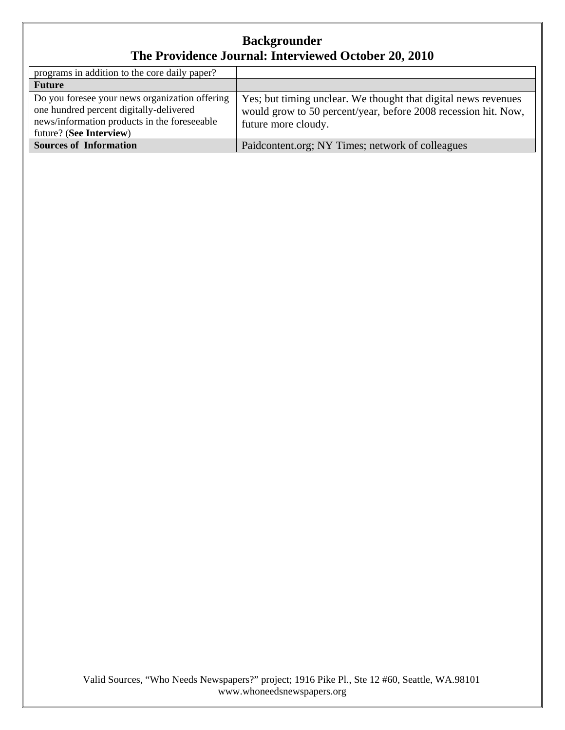# Backgrounder
## The Providence Journal: Interviewed October 20, 2010

| | |
|---|---|
| programs in addition to the core daily paper? | |
| **Future** | |
| Do you foresee your news organization offering one hundred percent digitally-delivered news/information products in the foreseeable future? (**See Interview**) | Yes; but timing unclear. We thought that digital news revenues would grow to 50 percent/year, before 2008 recession hit. Now, future more cloudy. |
| **Sources of Information** | Paidcontent.org; NY Times; network of colleagues |

Valid Sources, "Who Needs Newspapers?" project; 1916 Pike Pl., Ste 12 #60, Seattle, WA.98101
www.whoneedsnewspapers.org